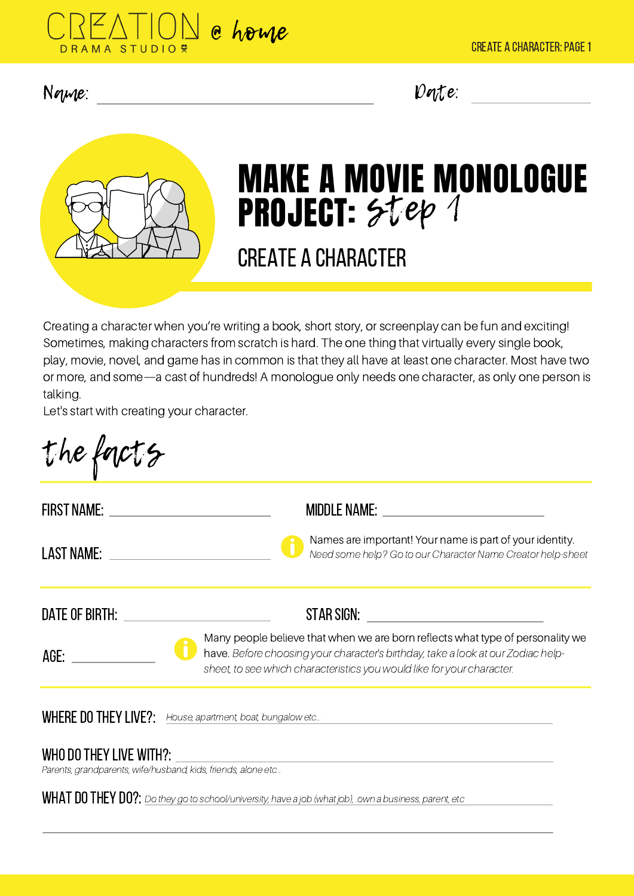CREATION DRAMA STUDIO @ home

CREATE A CHARACTER: PAGE 1

Name: ______________________ Date: ____________

# MAKE A MOVIE MONOLOGUE PROJECT: step 1

## CREATE A CHARACTER

Creating a character when you're writing a book, short story, or screenplay can be fun and exciting! Sometimes, making characters from scratch is hard. The one thing that virtually every single book, play, movie, novel, and game has in common is that they all have at least one character. Most have two or more, and some—a cast of hundreds! A monologue only needs one character, as only one person is talking.
Let's start with creating your character.

## the facts

FIRST NAME: ______________________ MIDDLE NAME: ______________________

LAST NAME: ______________________

Names are important! Your name is part of your identity. *Need some help? Go to our Character Name Creator help-sheet*

DATE OF BIRTH: ______________________ STAR SIGN: ______________________

AGE: __________

Many people believe that when we are born reflects what type of personality we have. *Before choosing your character's birthday, take a look at our Zodiac help-sheet, to see which characteristics you would like for your character.*

WHERE DO THEY LIVE?: *House, apartment, boat, bungalow etc...* ______________________

WHO DO THEY LIVE WITH?: ______________________
*Parents, grandparents, wife/husband, kids, friends, alone etc...*

WHAT DO THEY DO?: *Do they go to school/university, have a job (what job), own a business, parent, etc* ______________________

______________________________________________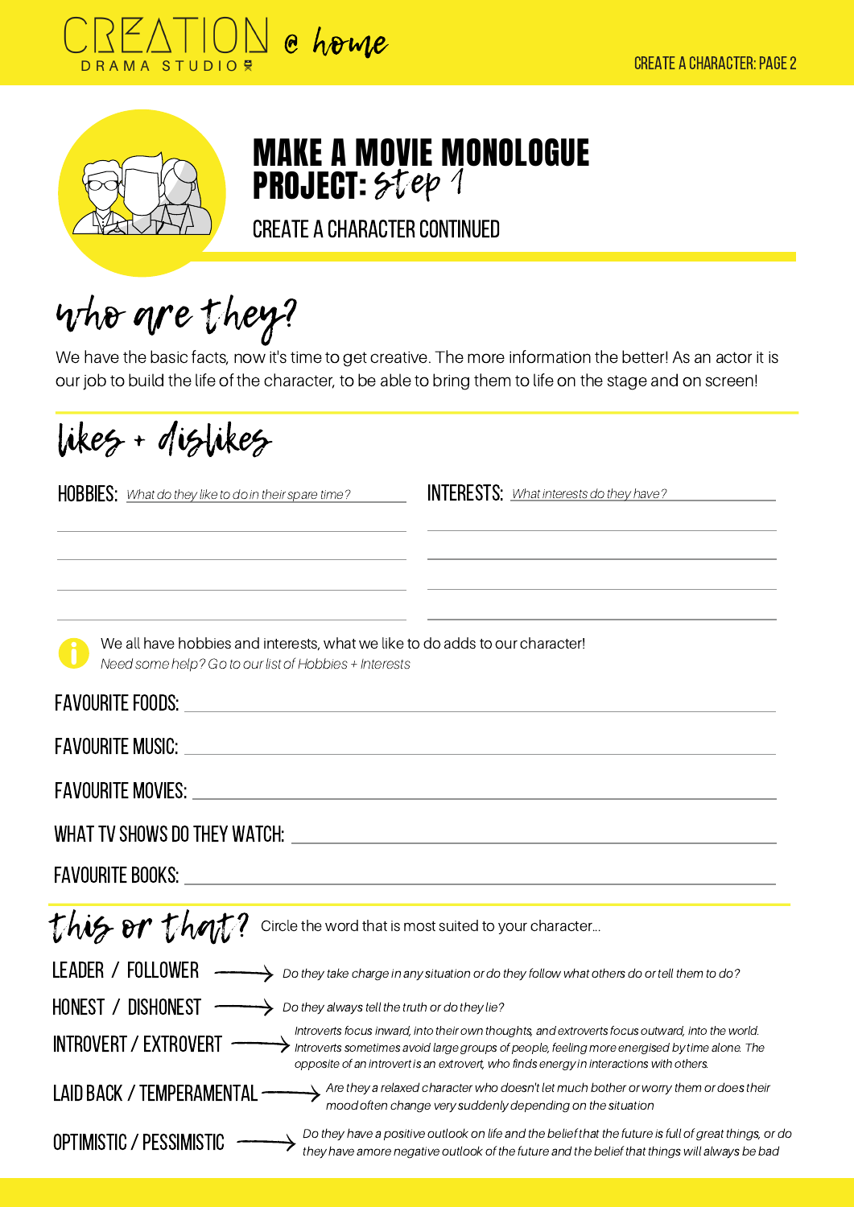# MAKE A MOVIE MONOLOGUE PROJECT: *Step 1*

## CREATE A CHARACTER CONTINUED

## who are they?

We have the basic facts, now it's time to get creative. The more information the better! As an actor it is our job to build the life of the character, to be able to bring them to life on the stage and on screen!

## likes + dislikes

**HOBBIES:** *What do they like to do in their spare time?* ______________________

______________________

______________________

______________________

______________________

**INTERESTS:** *What interests do they have?* ______________________

______________________

______________________

______________________

______________________

We all have hobbies and interests, what we like to do adds to our character!
*Need some help? Go to our list of Hobbies + Interests*

**FAVOURITE FOODS:** ______________________

**FAVOURITE MUSIC:** ______________________

**FAVOURITE MOVIES:** ______________________

**WHAT TV SHOWS DO THEY WATCH:** ______________________

**FAVOURITE BOOKS:** ______________________

## this or that?

Circle the word that is most suited to your character...

**LEADER / FOLLOWER** → *Do they take charge in any situation or do they follow what others do or tell them to do?*

**HONEST / DISHONEST** → *Do they always tell the truth or do they lie?*

**INTROVERT / EXTROVERT** → *Introverts focus inward, into their own thoughts, and extroverts focus outward, into the world. Introverts sometimes avoid large groups of people, feeling more energised by time alone. The opposite of an introvert is an extrovert, who finds energy in interactions with others.*

**LAID BACK / TEMPERAMENTAL** → *Are they a relaxed character who doesn't let much bother or worry them or does their mood often change very suddenly depending on the situation*

**OPTIMISTIC / PESSIMISTIC** → *Do they have a positive outlook on life and the belief that the future is full of great things, or do they have amore negative outlook of the future and the belief that things will always be bad*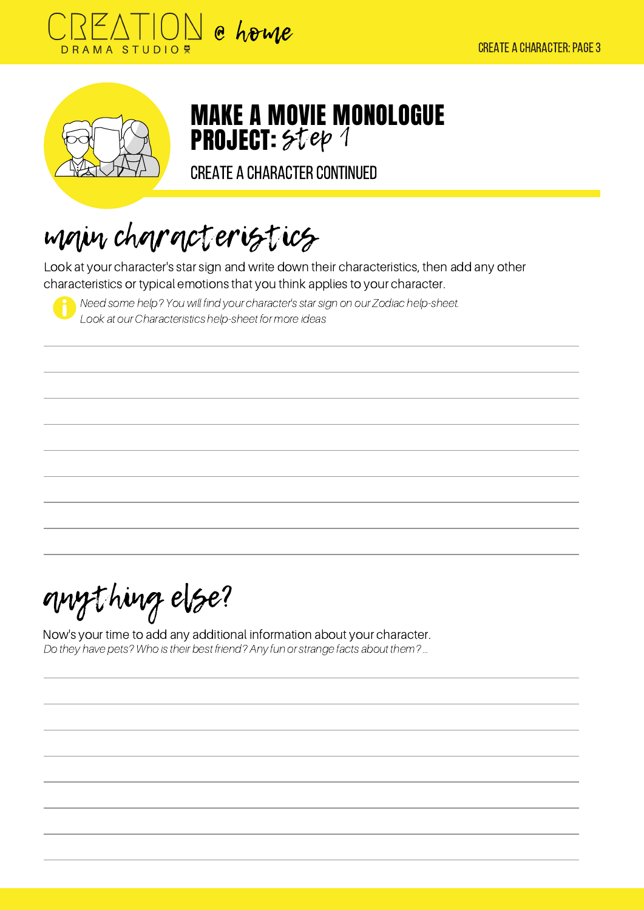# MAKE A MOVIE MONOLOGUE PROJECT: *step 1*

CREATE A CHARACTER CONTINUED

## main characteristics

Look at your character's star sign and write down their characteristics, then add any other characteristics or typical emotions that you think applies to your character.

*Need some help? You will find your character's star sign on our Zodiac help-sheet. Look at our Characteristics help-sheet for more ideas*

## anything else?

Now's your time to add any additional information about your character.
*Do they have pets? Who is their best friend? Any fun or strange facts about them? ...*